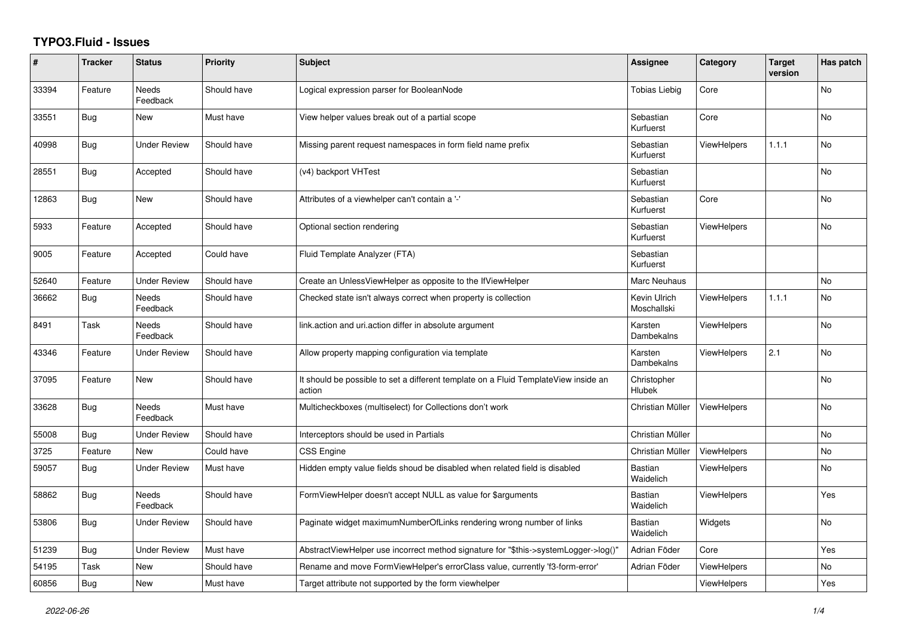# TYPO3.Fluid - Issues

| # | Tracker | Status | Priority | Subject | Assignee | Category | Target version | Has patch |
|---|---|---|---|---|---|---|---|---|
| 33394 | Feature | Needs Feedback | Should have | Logical expression parser for BooleanNode | Tobias Liebig | Core | | No |
| 33551 | Bug | New | Must have | View helper values break out of a partial scope | Sebastian Kurfuerst | Core | | No |
| 40998 | Bug | Under Review | Should have | Missing parent request namespaces in form field name prefix | Sebastian Kurfuerst | ViewHelpers | 1.1.1 | No |
| 28551 | Bug | Accepted | Should have | (v4) backport VHTest | Sebastian Kurfuerst | | | No |
| 12863 | Bug | New | Should have | Attributes of a viewhelper can't contain a '-' | Sebastian Kurfuerst | Core | | No |
| 5933 | Feature | Accepted | Should have | Optional section rendering | Sebastian Kurfuerst | ViewHelpers | | No |
| 9005 | Feature | Accepted | Could have | Fluid Template Analyzer (FTA) | Sebastian Kurfuerst | | | |
| 52640 | Feature | Under Review | Should have | Create an UnlessViewHelper as opposite to the IfViewHelper | Marc Neuhaus | | | No |
| 36662 | Bug | Needs Feedback | Should have | Checked state isn't always correct when property is collection | Kevin Ulrich Moschallski | ViewHelpers | 1.1.1 | No |
| 8491 | Task | Needs Feedback | Should have | link.action and uri.action differ in absolute argument | Karsten Dambekalns | ViewHelpers | | No |
| 43346 | Feature | Under Review | Should have | Allow property mapping configuration via template | Karsten Dambekalns | ViewHelpers | 2.1 | No |
| 37095 | Feature | New | Should have | It should be possible to set a different template on a Fluid TemplateView inside an action | Christopher Hlubek | | | No |
| 33628 | Bug | Needs Feedback | Must have | Multicheckboxes (multiselect) for Collections don't work | Christian Müller | ViewHelpers | | No |
| 55008 | Bug | Under Review | Should have | Interceptors should be used in Partials | Christian Müller | | | No |
| 3725 | Feature | New | Could have | CSS Engine | Christian Müller | ViewHelpers | | No |
| 59057 | Bug | Under Review | Must have | Hidden empty value fields shoud be disabled when related field is disabled | Bastian Waidelich | ViewHelpers | | No |
| 58862 | Bug | Needs Feedback | Should have | FormViewHelper doesn't accept NULL as value for $arguments | Bastian Waidelich | ViewHelpers | | Yes |
| 53806 | Bug | Under Review | Should have | Paginate widget maximumNumberOfLinks rendering wrong number of links | Bastian Waidelich | Widgets | | No |
| 51239 | Bug | Under Review | Must have | AbstractViewHelper use incorrect method signature for "$this->systemLogger->log()" | Adrian Föder | Core | | Yes |
| 54195 | Task | New | Should have | Rename and move FormViewHelper's errorClass value, currently 'f3-form-error' | Adrian Föder | ViewHelpers | | No |
| 60856 | Bug | New | Must have | Target attribute not supported by the form viewhelper | | ViewHelpers | | Yes |

*2022-06-26*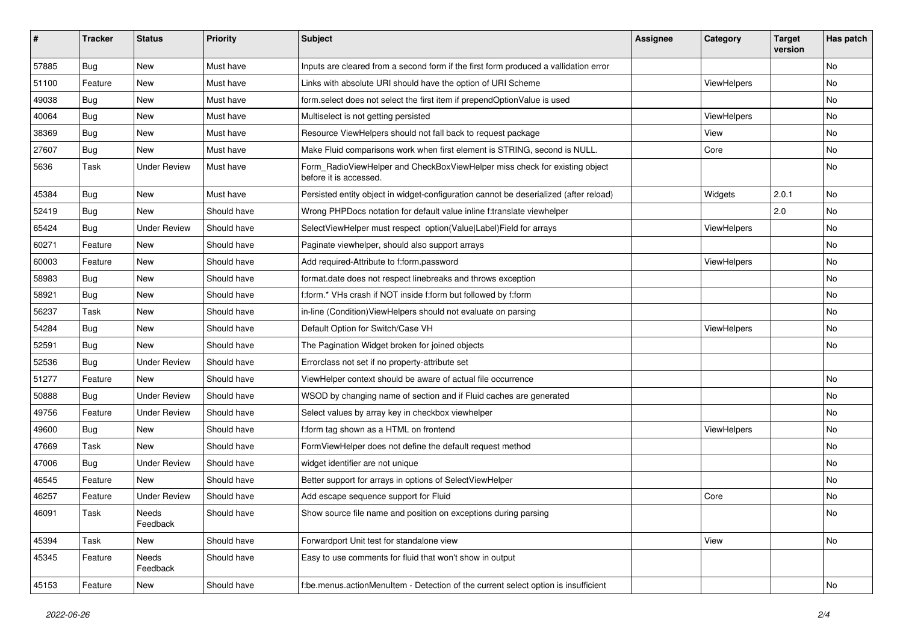| # | Tracker | Status | Priority | Subject | Assignee | Category | Target version | Has patch |
|---|---|---|---|---|---|---|---|---|
| 57885 | Bug | New | Must have | Inputs are cleared from a second form if the first form produced a vallidation error | | | | No |
| 51100 | Feature | New | Must have | Links with absolute URI should have the option of URI Scheme | | ViewHelpers | | No |
| 49038 | Bug | New | Must have | form.select does not select the first item if prependOptionValue is used | | | | No |
| 40064 | Bug | New | Must have | Multiselect is not getting persisted | | ViewHelpers | | No |
| 38369 | Bug | New | Must have | Resource ViewHelpers should not fall back to request package | | View | | No |
| 27607 | Bug | New | Must have | Make Fluid comparisons work when first element is STRING, second is NULL. | | Core | | No |
| 5636 | Task | Under Review | Must have | Form_RadioViewHelper and CheckBoxViewHelper miss check for existing object before it is accessed. | | | | No |
| 45384 | Bug | New | Must have | Persisted entity object in widget-configuration cannot be deserialized (after reload) | | Widgets | 2.0.1 | No |
| 52419 | Bug | New | Should have | Wrong PHPDocs notation for default value inline f:translate viewhelper | | | 2.0 | No |
| 65424 | Bug | Under Review | Should have | SelectViewHelper must respect option(Value\|Label)Field for arrays | | ViewHelpers | | No |
| 60271 | Feature | New | Should have | Paginate viewhelper, should also support arrays | | | | No |
| 60003 | Feature | New | Should have | Add required-Attribute to f:form.password | | ViewHelpers | | No |
| 58983 | Bug | New | Should have | format.date does not respect linebreaks and throws exception | | | | No |
| 58921 | Bug | New | Should have | f:form.* VHs crash if NOT inside f:form but followed by f:form | | | | No |
| 56237 | Task | New | Should have | in-line (Condition)ViewHelpers should not evaluate on parsing | | | | No |
| 54284 | Bug | New | Should have | Default Option for Switch/Case VH | | ViewHelpers | | No |
| 52591 | Bug | New | Should have | The Pagination Widget broken for joined objects | | | | No |
| 52536 | Bug | Under Review | Should have | Errorclass not set if no property-attribute set | | | | |
| 51277 | Feature | New | Should have | ViewHelper context should be aware of actual file occurrence | | | | No |
| 50888 | Bug | Under Review | Should have | WSOD by changing name of section and if Fluid caches are generated | | | | No |
| 49756 | Feature | Under Review | Should have | Select values by array key in checkbox viewhelper | | | | No |
| 49600 | Bug | New | Should have | f:form tag shown as a HTML on frontend | | ViewHelpers | | No |
| 47669 | Task | New | Should have | FormViewHelper does not define the default request method | | | | No |
| 47006 | Bug | Under Review | Should have | widget identifier are not unique | | | | No |
| 46545 | Feature | New | Should have | Better support for arrays in options of SelectViewHelper | | | | No |
| 46257 | Feature | Under Review | Should have | Add escape sequence support for Fluid | | Core | | No |
| 46091 | Task | Needs Feedback | Should have | Show source file name and position on exceptions during parsing | | | | No |
| 45394 | Task | New | Should have | Forwardport Unit test for standalone view | | View | | No |
| 45345 | Feature | Needs Feedback | Should have | Easy to use comments for fluid that won't show in output | | | | |
| 45153 | Feature | New | Should have | f:be.menus.actionMenuItem - Detection of the current select option is insufficient | | | | No |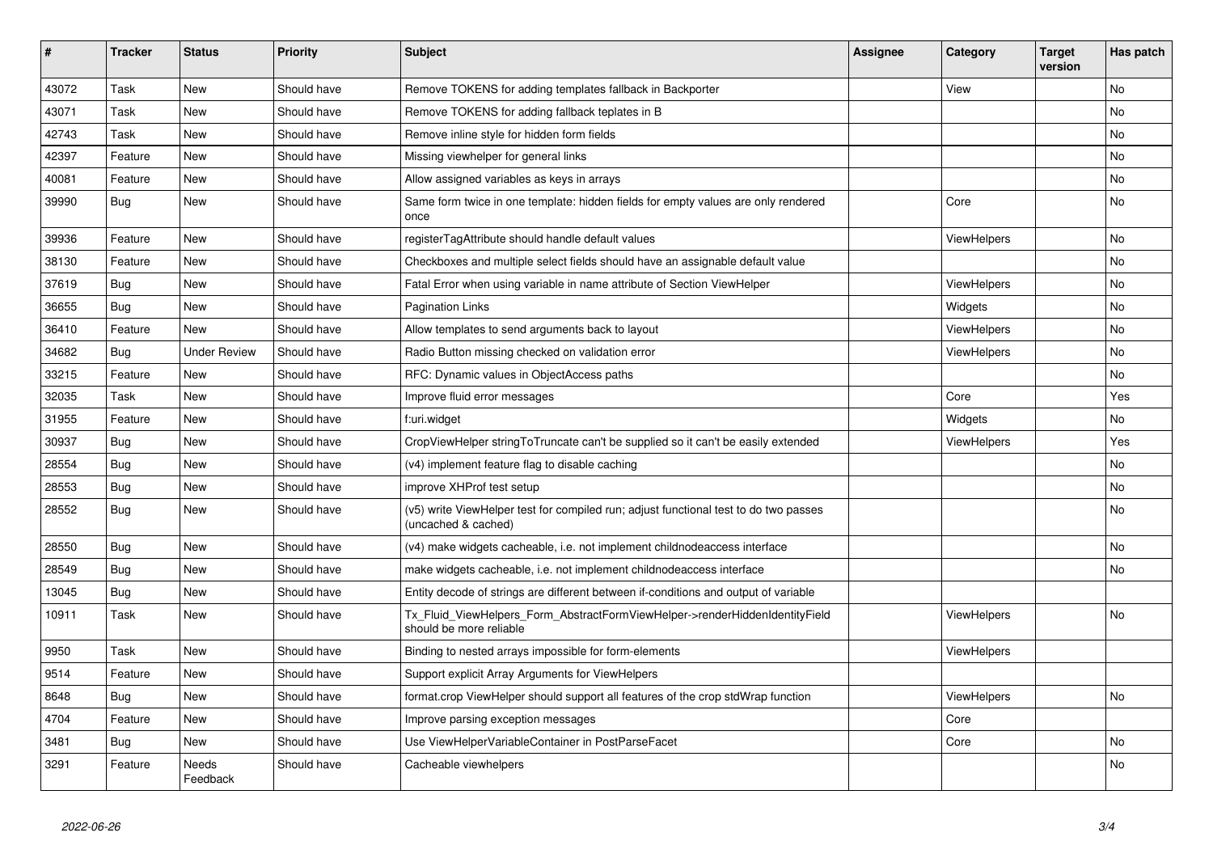| # | Tracker | Status | Priority | Subject | Assignee | Category | Target version | Has patch |
|---|---|---|---|---|---|---|---|---|
| 43072 | Task | New | Should have | Remove TOKENS for adding templates fallback in Backporter | | View | | No |
| 43071 | Task | New | Should have | Remove TOKENS for adding fallback teplates in B | | | | No |
| 42743 | Task | New | Should have | Remove inline style for hidden form fields | | | | No |
| 42397 | Feature | New | Should have | Missing viewhelper for general links | | | | No |
| 40081 | Feature | New | Should have | Allow assigned variables as keys in arrays | | | | No |
| 39990 | Bug | New | Should have | Same form twice in one template: hidden fields for empty values are only rendered once | | Core | | No |
| 39936 | Feature | New | Should have | registerTagAttribute should handle default values | | ViewHelpers | | No |
| 38130 | Feature | New | Should have | Checkboxes and multiple select fields should have an assignable default value | | | | No |
| 37619 | Bug | New | Should have | Fatal Error when using variable in name attribute of Section ViewHelper | | ViewHelpers | | No |
| 36655 | Bug | New | Should have | Pagination Links | | Widgets | | No |
| 36410 | Feature | New | Should have | Allow templates to send arguments back to layout | | ViewHelpers | | No |
| 34682 | Bug | Under Review | Should have | Radio Button missing checked on validation error | | ViewHelpers | | No |
| 33215 | Feature | New | Should have | RFC: Dynamic values in ObjectAccess paths | | | | No |
| 32035 | Task | New | Should have | Improve fluid error messages | | Core | | Yes |
| 31955 | Feature | New | Should have | f:uri.widget | | Widgets | | No |
| 30937 | Bug | New | Should have | CropViewHelper stringToTruncate can't be supplied so it can't be easily extended | | ViewHelpers | | Yes |
| 28554 | Bug | New | Should have | (v4) implement feature flag to disable caching | | | | No |
| 28553 | Bug | New | Should have | improve XHProf test setup | | | | No |
| 28552 | Bug | New | Should have | (v5) write ViewHelper test for compiled run; adjust functional test to do two passes (uncached & cached) | | | | No |
| 28550 | Bug | New | Should have | (v4) make widgets cacheable, i.e. not implement childnodeaccess interface | | | | No |
| 28549 | Bug | New | Should have | make widgets cacheable, i.e. not implement childnodeaccess interface | | | | No |
| 13045 | Bug | New | Should have | Entity decode of strings are different between if-conditions and output of variable | | | | |
| 10911 | Task | New | Should have | Tx_Fluid_ViewHelpers_Form_AbstractFormViewHelper->renderHiddenIdentityField should be more reliable | | ViewHelpers | | No |
| 9950 | Task | New | Should have | Binding to nested arrays impossible for form-elements | | ViewHelpers | | |
| 9514 | Feature | New | Should have | Support explicit Array Arguments for ViewHelpers | | | | |
| 8648 | Bug | New | Should have | format.crop ViewHelper should support all features of the crop stdWrap function | | ViewHelpers | | No |
| 4704 | Feature | New | Should have | Improve parsing exception messages | | Core | | |
| 3481 | Bug | New | Should have | Use ViewHelperVariableContainer in PostParseFacet | | Core | | No |
| 3291 | Feature | Needs Feedback | Should have | Cacheable viewhelpers | | | | No |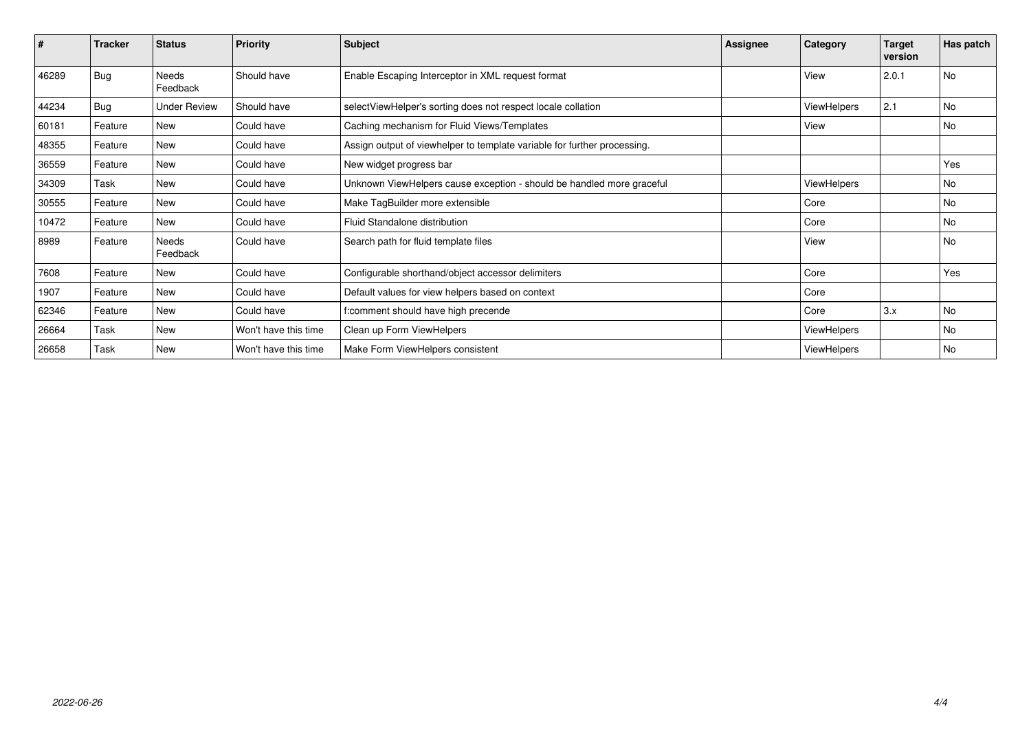| # | Tracker | Status | Priority | Subject | Assignee | Category | Target version | Has patch |
|---|---|---|---|---|---|---|---|---|
| 46289 | Bug | Needs Feedback | Should have | Enable Escaping Interceptor in XML request format | | View | 2.0.1 | No |
| 44234 | Bug | Under Review | Should have | selectViewHelper's sorting does not respect locale collation | | ViewHelpers | 2.1 | No |
| 60181 | Feature | New | Could have | Caching mechanism for Fluid Views/Templates | | View | | No |
| 48355 | Feature | New | Could have | Assign output of viewhelper to template variable for further processing. | | | | |
| 36559 | Feature | New | Could have | New widget progress bar | | | | Yes |
| 34309 | Task | New | Could have | Unknown ViewHelpers cause exception - should be handled more graceful | | ViewHelpers | | No |
| 30555 | Feature | New | Could have | Make TagBuilder more extensible | | Core | | No |
| 10472 | Feature | New | Could have | Fluid Standalone distribution | | Core | | No |
| 8989 | Feature | Needs Feedback | Could have | Search path for fluid template files | | View | | No |
| 7608 | Feature | New | Could have | Configurable shorthand/object accessor delimiters | | Core | | Yes |
| 1907 | Feature | New | Could have | Default values for view helpers based on context | | Core | | |
| 62346 | Feature | New | Could have | f:comment should have high precende | | Core | 3.x | No |
| 26664 | Task | New | Won't have this time | Clean up Form ViewHelpers | | ViewHelpers | | No |
| 26658 | Task | New | Won't have this time | Make Form ViewHelpers consistent | | ViewHelpers | | No |